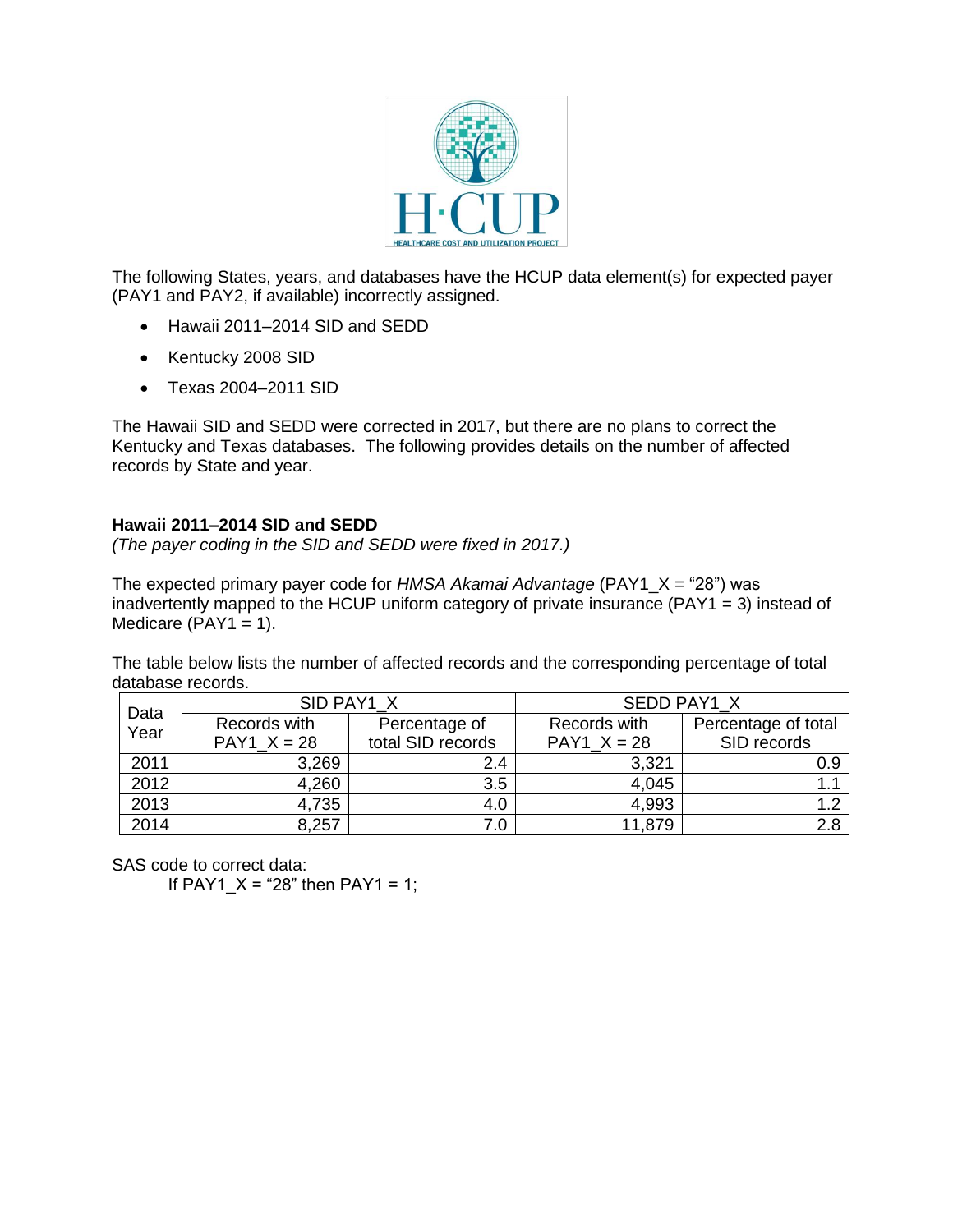The following States, years, and databases have the HCUP data element(s) for expected payer (PAY1 and PAY2, if available) incorrectly assigned.

- Hawaii 2011–2014 SID and SEDD
- Kentucky 2008 SID
- Texas 2004–2011 SID

The Hawaii SID and SEDD were corrected in 2017, but there are no plans to correct the Kentucky and Texas databases. The following provides details on the number of affected records by State and year.

**Hawaii 2011–2014 SID and SEDD**

*(The payer coding in the SID and SEDD were fixed in 2017.)*

The expected primary payer code for *HMSA Akamai Advantage* (PAY1_X = "28") was inadvertently mapped to the HCUP uniform category of private insurance (PAY1 = 3) instead of Medicare (PAY1 = 1).

The table below lists the number of affected records and the corresponding percentage of total database records.

| Data Year | SID PAY1_X | | SEDD PAY1_X | |
|---|---|---|---|---|
| | Records with PAY1_X = 28 | Percentage of total SID records | Records with PAY1_X = 28 | Percentage of total SID records |
| 2011 | 3,269 | 2.4 | 3,321 | 0.9 |
| 2012 | 4,260 | 3.5 | 4,045 | 1.1 |
| 2013 | 4,735 | 4.0 | 4,993 | 1.2 |
| 2014 | 8,257 | 7.0 | 11,879 | 2.8 |

SAS code to correct data:

```
If PAY1_X = "28" then PAY1 = 1;
```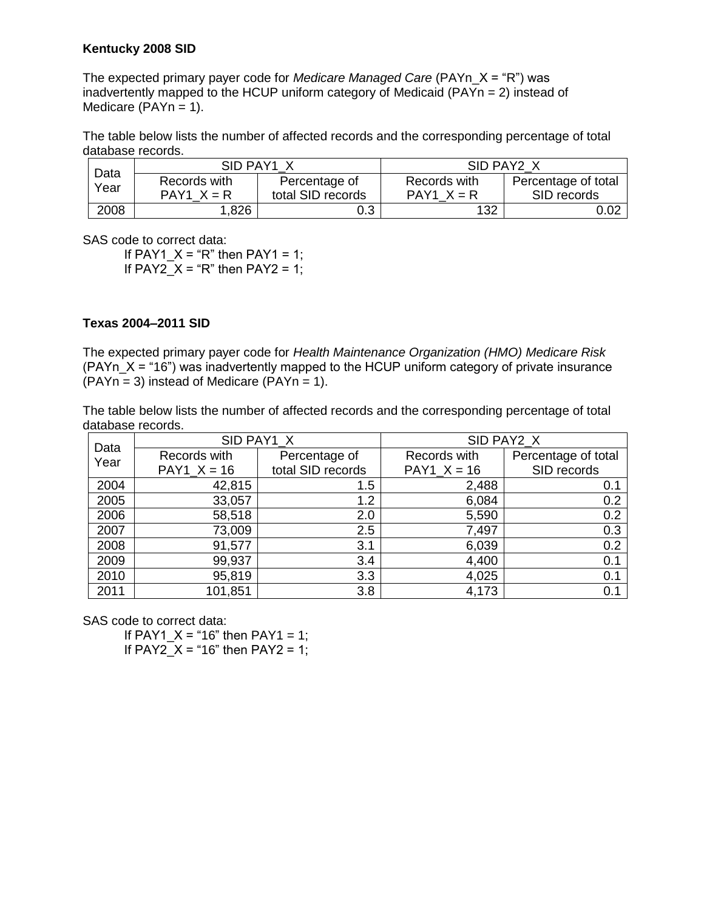**Kentucky 2008 SID**

The expected primary payer code for *Medicare Managed Care* (PAYn_X = "R") was inadvertently mapped to the HCUP uniform category of Medicaid (PAYn = 2) instead of Medicare (PAYn = 1).

The table below lists the number of affected records and the corresponding percentage of total database records.

| Data Year | SID PAY1_X | | SID PAY2_X | |
|---|---|---|---|---|
| | Records with PAY1_X = R | Percentage of total SID records | Records with PAY1_X = R | Percentage of total SID records |
| 2008 | 1,826 | 0.3 | 132 | 0.02 |

SAS code to correct data:

```
If PAY1_X = "R" then PAY1 = 1;
If PAY2_X = "R" then PAY2 = 1;
```

**Texas 2004–2011 SID**

The expected primary payer code for *Health Maintenance Organization (HMO) Medicare Risk* (PAYn_X = "16") was inadvertently mapped to the HCUP uniform category of private insurance (PAYn = 3) instead of Medicare (PAYn = 1).

The table below lists the number of affected records and the corresponding percentage of total database records.

| Data Year | SID PAY1_X | | SID PAY2_X | |
|---|---|---|---|---|
| | Records with PAY1_X = 16 | Percentage of total SID records | Records with PAY1_X = 16 | Percentage of total SID records |
| 2004 | 42,815 | 1.5 | 2,488 | 0.1 |
| 2005 | 33,057 | 1.2 | 6,084 | 0.2 |
| 2006 | 58,518 | 2.0 | 5,590 | 0.2 |
| 2007 | 73,009 | 2.5 | 7,497 | 0.3 |
| 2008 | 91,577 | 3.1 | 6,039 | 0.2 |
| 2009 | 99,937 | 3.4 | 4,400 | 0.1 |
| 2010 | 95,819 | 3.3 | 4,025 | 0.1 |
| 2011 | 101,851 | 3.8 | 4,173 | 0.1 |

SAS code to correct data:

```
If PAY1_X = "16" then PAY1 = 1;
If PAY2_X = "16" then PAY2 = 1;
```